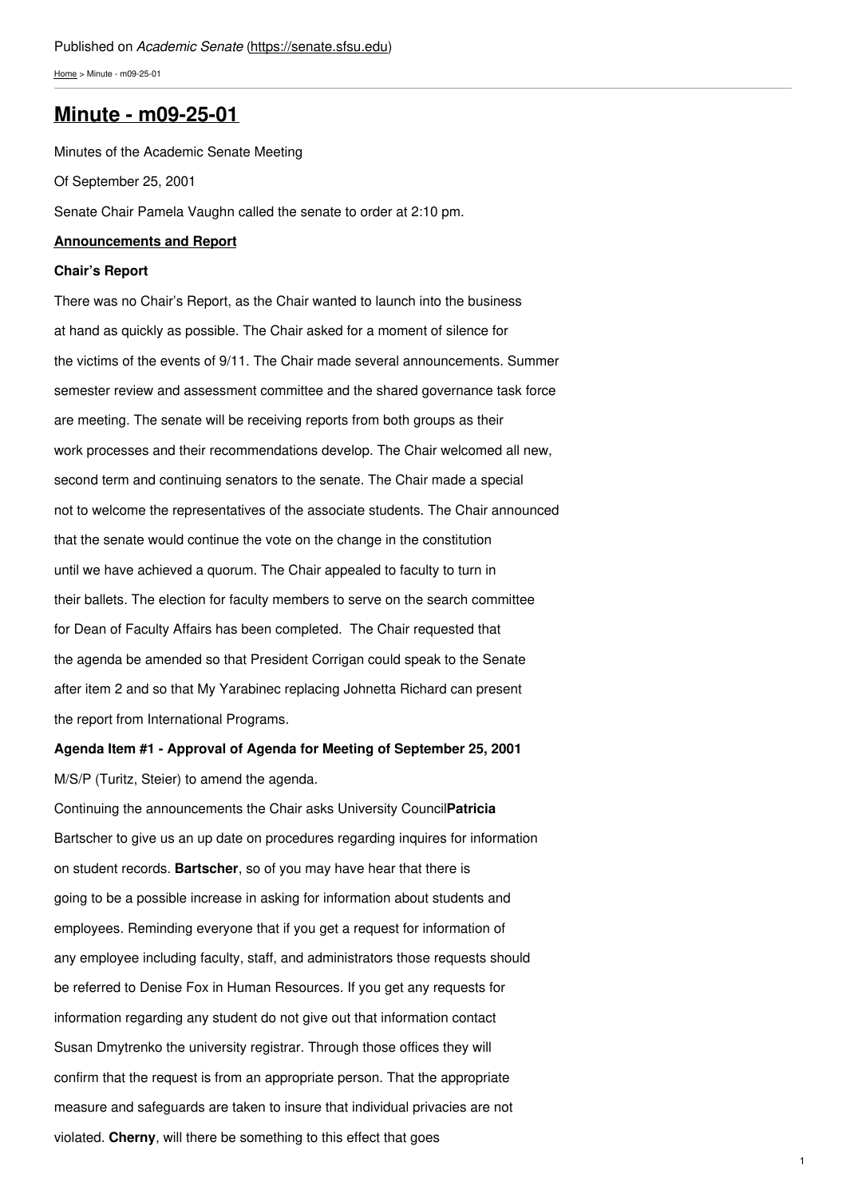Published on *Academic Senate* (https://senate.sfsu.edu)

Home > Minute - m09-25-01

# Minute - m09-25-01

Minutes of the Academic Senate Meeting

Of September 25, 2001

Senate Chair Pamela Vaughn called the senate to order at 2:10 pm.

**Announcements and Report**

**Chair's Report**

There was no Chair's Report, as the Chair wanted to launch into the business at hand as quickly as possible. The Chair asked for a moment of silence for the victims of the events of 9/11. The Chair made several announcements. Summer semester review and assessment committee and the shared governance task force are meeting. The senate will be receiving reports from both groups as their work processes and their recommendations develop. The Chair welcomed all new, second term and continuing senators to the senate. The Chair made a special not to welcome the representatives of the associate students. The Chair announced that the senate would continue the vote on the change in the constitution until we have achieved a quorum. The Chair appealed to faculty to turn in their ballets. The election for faculty members to serve on the search committee for Dean of Faculty Affairs has been completed. The Chair requested that the agenda be amended so that President Corrigan could speak to the Senate after item 2 and so that My Yarabinec replacing Johnetta Richard can present the report from International Programs.

**Agenda Item #1 - Approval of Agenda for Meeting of September 25, 2001**

M/S/P (Turitz, Steier) to amend the agenda.

Continuing the announcements the Chair asks University Council**Patricia** Bartscher to give us an up date on procedures regarding inquires for information on student records. **Bartscher**, so of you may have hear that there is going to be a possible increase in asking for information about students and employees. Reminding everyone that if you get a request for information of any employee including faculty, staff, and administrators those requests should be referred to Denise Fox in Human Resources. If you get any requests for information regarding any student do not give out that information contact Susan Dmytrenko the university registrar. Through those offices they will confirm that the request is from an appropriate person. That the appropriate measure and safeguards are taken to insure that individual privacies are not violated. **Cherny**, will there be something to this effect that goes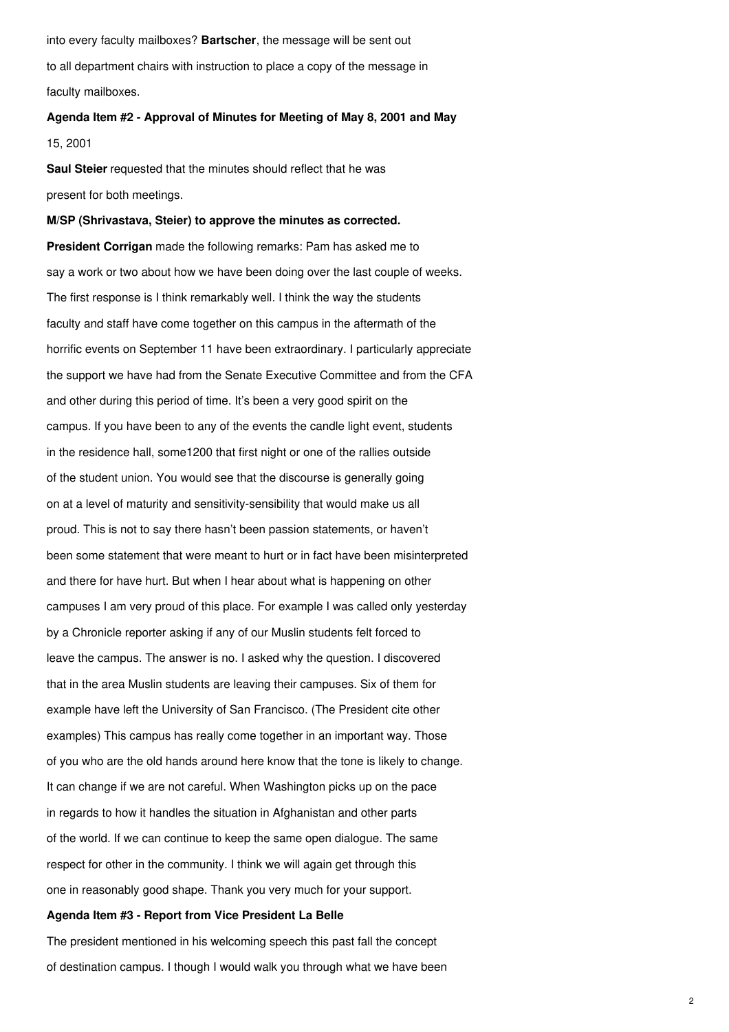into every faculty mailboxes? **Bartscher**, the message will be sent out to all department chairs with instruction to place a copy of the message in faculty mailboxes.

**Agenda Item #2 - Approval of Minutes for Meeting of May 8, 2001 and May** 15, 2001

**Saul Steier** requested that the minutes should reflect that he was present for both meetings.

**M/SP (Shrivastava, Steier) to approve the minutes as corrected.**

**President Corrigan** made the following remarks: Pam has asked me to say a work or two about how we have been doing over the last couple of weeks. The first response is I think remarkably well. I think the way the students faculty and staff have come together on this campus in the aftermath of the horrific events on September 11 have been extraordinary. I particularly appreciate the support we have had from the Senate Executive Committee and from the CFA and other during this period of time. It's been a very good spirit on the campus. If you have been to any of the events the candle light event, students in the residence hall, some1200 that first night or one of the rallies outside of the student union. You would see that the discourse is generally going on at a level of maturity and sensitivity-sensibility that would make us all proud. This is not to say there hasn't been passion statements, or haven't been some statement that were meant to hurt or in fact have been misinterpreted and there for have hurt. But when I hear about what is happening on other campuses I am very proud of this place. For example I was called only yesterday by a Chronicle reporter asking if any of our Muslin students felt forced to leave the campus. The answer is no. I asked why the question. I discovered that in the area Muslin students are leaving their campuses. Six of them for example have left the University of San Francisco. (The President cite other examples) This campus has really come together in an important way. Those of you who are the old hands around here know that the tone is likely to change. It can change if we are not careful. When Washington picks up on the pace in regards to how it handles the situation in Afghanistan and other parts of the world. If we can continue to keep the same open dialogue. The same respect for other in the community. I think we will again get through this one in reasonably good shape. Thank you very much for your support.

**Agenda Item #3 - Report from Vice President La Belle**

The president mentioned in his welcoming speech this past fall the concept of destination campus. I though I would walk you through what we have been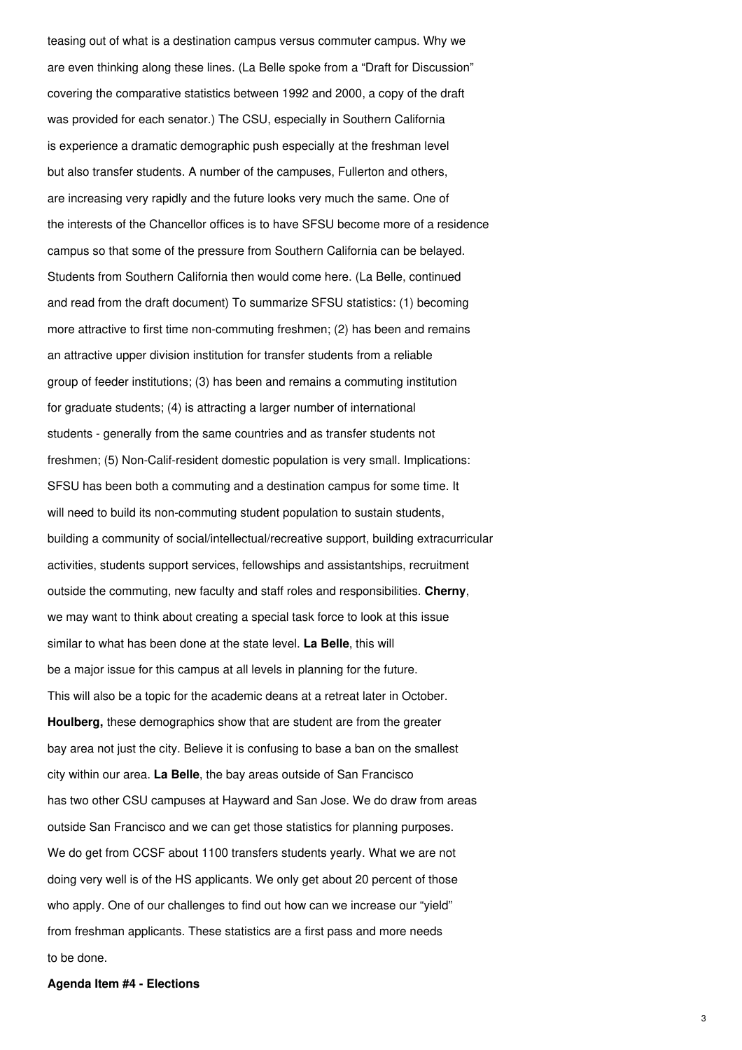teasing out of what is a destination campus versus commuter campus. Why we are even thinking along these lines. (La Belle spoke from a "Draft for Discussion" covering the comparative statistics between 1992 and 2000, a copy of the draft was provided for each senator.) The CSU, especially in Southern California is experience a dramatic demographic push especially at the freshman level but also transfer students. A number of the campuses, Fullerton and others, are increasing very rapidly and the future looks very much the same. One of the interests of the Chancellor offices is to have SFSU become more of a residence campus so that some of the pressure from Southern California can be belayed. Students from Southern California then would come here. (La Belle, continued and read from the draft document) To summarize SFSU statistics: (1) becoming more attractive to first time non-commuting freshmen; (2) has been and remains an attractive upper division institution for transfer students from a reliable group of feeder institutions; (3) has been and remains a commuting institution for graduate students; (4) is attracting a larger number of international students - generally from the same countries and as transfer students not freshmen; (5) Non-Calif-resident domestic population is very small. Implications: SFSU has been both a commuting and a destination campus for some time. It will need to build its non-commuting student population to sustain students, building a community of social/intellectual/recreative support, building extracurricular activities, students support services, fellowships and assistantships, recruitment outside the commuting, new faculty and staff roles and responsibilities. **Cherny**, we may want to think about creating a special task force to look at this issue similar to what has been done at the state level. **La Belle**, this will be a major issue for this campus at all levels in planning for the future. This will also be a topic for the academic deans at a retreat later in October. **Houlberg,** these demographics show that are student are from the greater bay area not just the city. Believe it is confusing to base a ban on the smallest city within our area. **La Belle**, the bay areas outside of San Francisco has two other CSU campuses at Hayward and San Jose. We do draw from areas outside San Francisco and we can get those statistics for planning purposes. We do get from CCSF about 1100 transfers students yearly. What we are not doing very well is of the HS applicants. We only get about 20 percent of those who apply. One of our challenges to find out how can we increase our "yield" from freshman applicants. These statistics are a first pass and more needs to be done.

**Agenda Item #4 - Elections**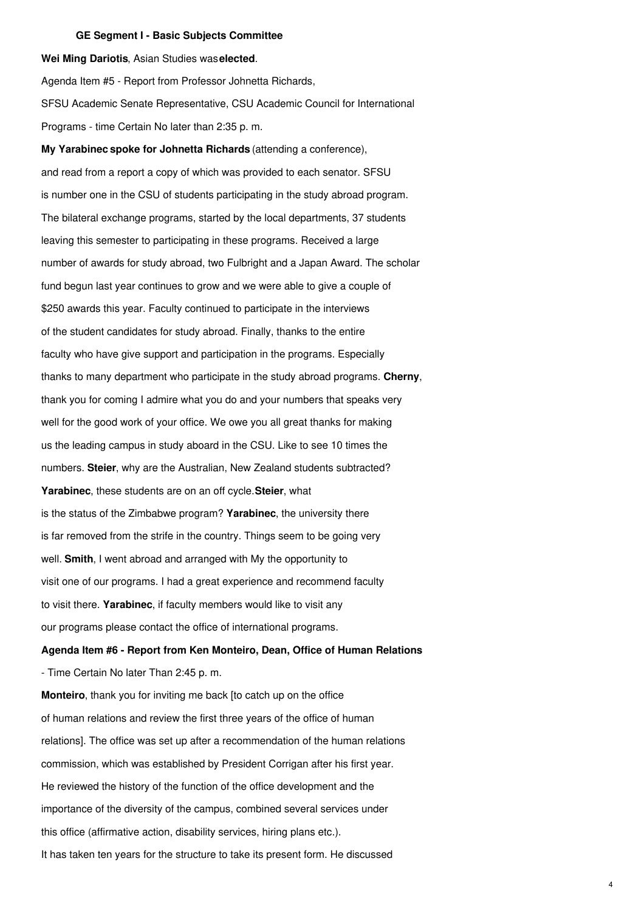**GE Segment I - Basic Subjects Committee**

**Wei Ming Dariotis**, Asian Studies was **elected**.

Agenda Item #5 - Report from Professor Johnetta Richards, SFSU Academic Senate Representative, CSU Academic Council for International Programs - time Certain No later than 2:35 p. m.

**My Yarabinec spoke for Johnetta Richards** (attending a conference), and read from a report a copy of which was provided to each senator. SFSU is number one in the CSU of students participating in the study abroad program. The bilateral exchange programs, started by the local departments, 37 students leaving this semester to participating in these programs. Received a large number of awards for study abroad, two Fulbright and a Japan Award. The scholar fund begun last year continues to grow and we were able to give a couple of $250 awards this year. Faculty continued to participate in the interviews of the student candidates for study abroad. Finally, thanks to the entire faculty who have give support and participation in the programs. Especially thanks to many department who participate in the study abroad programs. **Cherny**, thank you for coming I admire what you do and your numbers that speaks very well for the good work of your office. We owe you all great thanks for making us the leading campus in study aboard in the CSU. Like to see 10 times the numbers. **Steier**, why are the Australian, New Zealand students subtracted? **Yarabinec**, these students are on an off cycle. **Steier**, what is the status of the Zimbabwe program? **Yarabinec**, the university there is far removed from the strife in the country. Things seem to be going very well. **Smith**, I went abroad and arranged with My the opportunity to visit one of our programs. I had a great experience and recommend faculty to visit there. **Yarabinec**, if faculty members would like to visit any our programs please contact the office of international programs.

**Agenda Item #6 - Report from Ken Monteiro, Dean, Office of Human Relations**

- Time Certain No later Than 2:45 p. m.

**Monteiro**, thank you for inviting me back [to catch up on the office of human relations and review the first three years of the office of human relations]. The office was set up after a recommendation of the human relations commission, which was established by President Corrigan after his first year. He reviewed the history of the function of the office development and the importance of the diversity of the campus, combined several services under this office (affirmative action, disability services, hiring plans etc.). It has taken ten years for the structure to take its present form. He discussed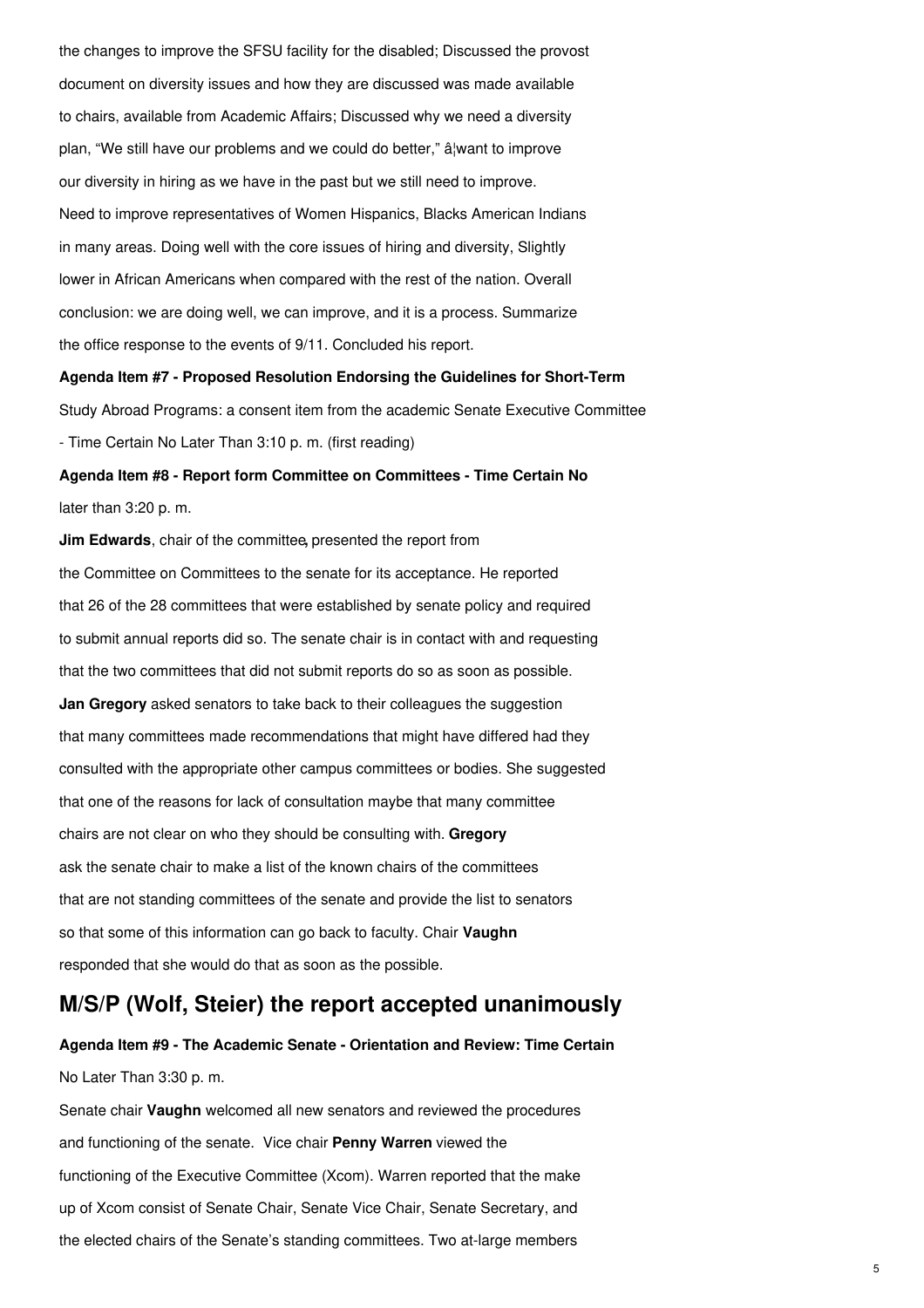the changes to improve the SFSU facility for the disabled; Discussed the provost document on diversity issues and how they are discussed was made available to chairs, available from Academic Affairs; Discussed why we need a diversity plan, "We still have our problems and we could do better," â¦want to improve our diversity in hiring as we have in the past but we still need to improve. Need to improve representatives of Women Hispanics, Blacks American Indians in many areas. Doing well with the core issues of hiring and diversity, Slightly lower in African Americans when compared with the rest of the nation. Overall conclusion: we are doing well, we can improve, and it is a process. Summarize the office response to the events of 9/11. Concluded his report.

**Agenda Item #7 - Proposed Resolution Endorsing the Guidelines for Short-Term** Study Abroad Programs: a consent item from the academic Senate Executive Committee - Time Certain No Later Than 3:10 p. m. (first reading)

**Agenda Item #8 - Report form Committee on Committees - Time Certain No** later than 3:20 p. m.

**Jim Edwards**, chair of the committee, presented the report from the Committee on Committees to the senate for its acceptance. He reported that 26 of the 28 committees that were established by senate policy and required to submit annual reports did so. The senate chair is in contact with and requesting that the two committees that did not submit reports do so as soon as possible. **Jan Gregory** asked senators to take back to their colleagues the suggestion that many committees made recommendations that might have differed had they consulted with the appropriate other campus committees or bodies. She suggested that one of the reasons for lack of consultation maybe that many committee chairs are not clear on who they should be consulting with. **Gregory** ask the senate chair to make a list of the known chairs of the committees that are not standing committees of the senate and provide the list to senators so that some of this information can go back to faculty. Chair **Vaughn** responded that she would do that as soon as the possible.

## M/S/P (Wolf, Steier) the report accepted unanimously

**Agenda Item #9 - The Academic Senate - Orientation and Review: Time Certain** No Later Than 3:30 p. m.

Senate chair **Vaughn** welcomed all new senators and reviewed the procedures and functioning of the senate. Vice chair **Penny Warren** viewed the functioning of the Executive Committee (Xcom). Warren reported that the make up of Xcom consist of Senate Chair, Senate Vice Chair, Senate Secretary, and the elected chairs of the Senate's standing committees. Two at-large members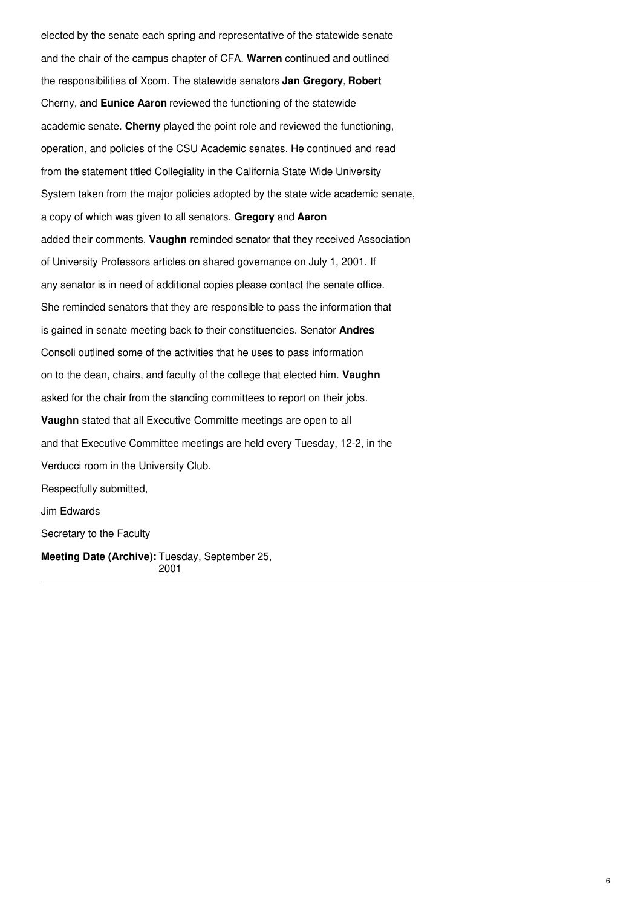elected by the senate each spring and representative of the statewide senate and the chair of the campus chapter of CFA. **Warren** continued and outlined the responsibilities of Xcom. The statewide senators **Jan Gregory**, **Robert** Cherny, and **Eunice Aaron** reviewed the functioning of the statewide academic senate. **Cherny** played the point role and reviewed the functioning, operation, and policies of the CSU Academic senates. He continued and read from the statement titled Collegiality in the California State Wide University System taken from the major policies adopted by the state wide academic senate, a copy of which was given to all senators. **Gregory** and **Aaron** added their comments. **Vaughn** reminded senator that they received Association of University Professors articles on shared governance on July 1, 2001. If any senator is in need of additional copies please contact the senate office. She reminded senators that they are responsible to pass the information that is gained in senate meeting back to their constituencies. Senator **Andres** Consoli outlined some of the activities that he uses to pass information on to the dean, chairs, and faculty of the college that elected him. **Vaughn** asked for the chair from the standing committees to report on their jobs. **Vaughn** stated that all Executive Committe meetings are open to all and that Executive Committee meetings are held every Tuesday, 12-2, in the Verducci room in the University Club.

Respectfully submitted,

Jim Edwards

Secretary to the Faculty

**Meeting Date (Archive):** Tuesday, September 25, 2001